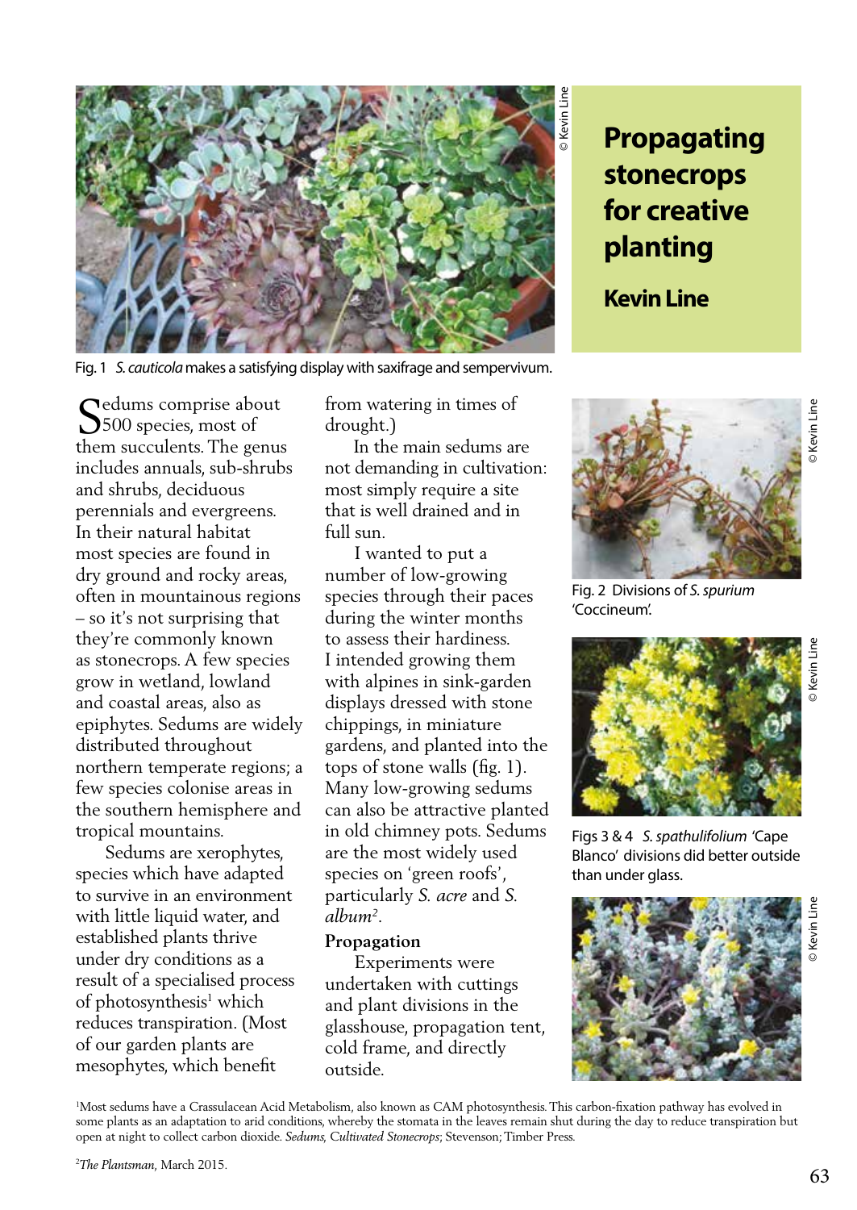# Propagating stonecrops for creative planting

**Kevin Line**

Fig. 1 *S. cauticola* makes a satisfying display with saxifrage and sempervivum.

Sedums comprise about 500 species, most of them succulents. The genus includes annuals, sub-shrubs and shrubs, deciduous perennials and evergreens. In their natural habitat most species are found in dry ground and rocky areas, often in mountainous regions – so it's not surprising that they're commonly known as stonecrops. A few species grow in wetland, lowland and coastal areas, also as epiphytes. Sedums are widely distributed throughout northern temperate regions; a few species colonise areas in the southern hemisphere and tropical mountains.

Sedums are xerophytes, species which have adapted to survive in an environment with little liquid water, and established plants thrive under dry conditions as a result of a specialised process of photosynthesis[1] which reduces transpiration. (Most of our garden plants are mesophytes, which benefit from watering in times of drought.)

In the main sedums are not demanding in cultivation: most simply require a site that is well drained and in full sun.

I wanted to put a number of low-growing species through their paces during the winter months to assess their hardiness. I intended growing them with alpines in sink-garden displays dressed with stone chippings, in miniature gardens, and planted into the tops of stone walls (fig. 1). Many low-growing sedums can also be attractive planted in old chimney pots. Sedums are the most widely used species on 'green roofs', particularly *S. acre* and *S. album*[2].

## Propagation

Experiments were undertaken with cuttings and plant divisions in the glasshouse, propagation tent, cold frame, and directly outside.

Fig. 2 Divisions of *S. spurium* 'Coccineum'.

Figs 3 & 4 *S. spathulifolium* 'Cape Blanco' divisions did better outside than under glass.

[1]Most sedums have a Crassulacean Acid Metabolism, also known as CAM photosynthesis. This carbon-fixation pathway has evolved in some plants as an adaptation to arid conditions, whereby the stomata in the leaves remain shut during the day to reduce transpiration but open at night to collect carbon dioxide. *Sedums, Cultivated Stonecrops*; Stevenson; Timber Press.

[2]*The Plantsman*, March 2015.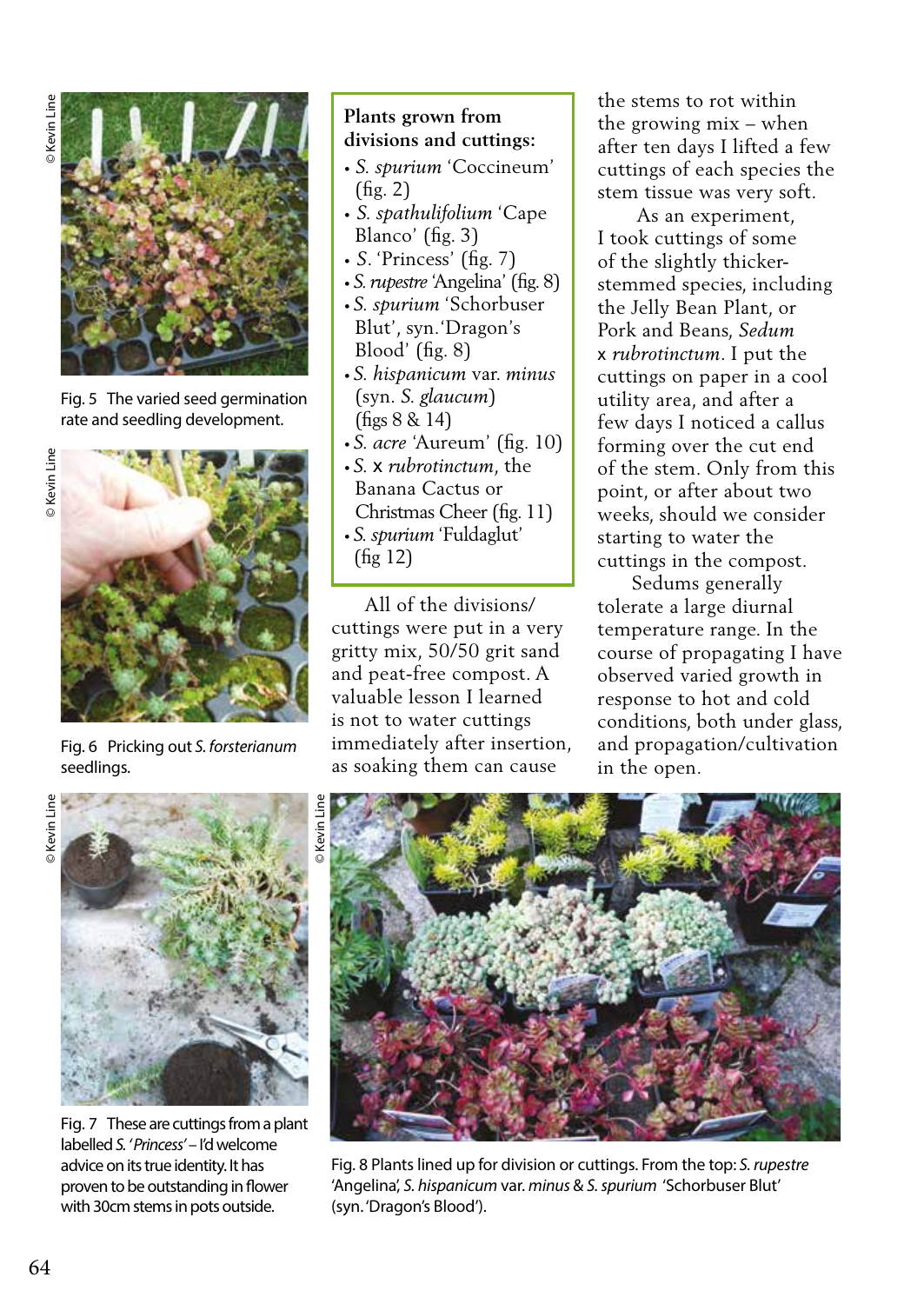Fig. 5 The varied seed germination rate and seedling development.

Fig. 6 Pricking out *S. forsterianum* seedlings.

**Plants grown from divisions and cuttings:**

- *S. spurium* 'Coccineum' (fig. 2)
- *S. spathulifolium* 'Cape Blanco' (fig. 3)
- *S.* 'Princess' (fig. 7)
- *S. rupestre* 'Angelina' (fig. 8)
- *S. spurium* 'Schorbuser Blut', syn. 'Dragon's Blood' (fig. 8)
- *S. hispanicum* var. *minus* (syn. *S. glaucum*) (figs 8 & 14)
- *S. acre* 'Aureum' (fig. 10)
- *S.* x *rubrotinctum*, the Banana Cactus or Christmas Cheer (fig. 11)
- *S. spurium* 'Fuldaglut' (fig 12)

All of the divisions/cuttings were put in a very gritty mix, 50/50 grit sand and peat-free compost. A valuable lesson I learned is not to water cuttings immediately after insertion, as soaking them can cause the stems to rot within the growing mix – when after ten days I lifted a few cuttings of each species the stem tissue was very soft.

As an experiment, I took cuttings of some of the slightly thicker-stemmed species, including the Jelly Bean Plant, or Pork and Beans, *Sedum* x *rubrotinctum*. I put the cuttings on paper in a cool utility area, and after a few days I noticed a callus forming over the cut end of the stem. Only from this point, or after about two weeks, should we consider starting to water the cuttings in the compost.

Sedums generally tolerate a large diurnal temperature range. In the course of propagating I have observed varied growth in response to hot and cold conditions, both under glass, and propagation/cultivation in the open.

Fig. 7 These are cuttings from a plant labelled *S. 'Princess'* – I'd welcome advice on its true identity. It has proven to be outstanding in flower with 30cm stems in pots outside.

Fig. 8 Plants lined up for division or cuttings. From the top: *S. rupestre* 'Angelina', *S. hispanicum* var. *minus* & *S. spurium* 'Schorbuser Blut' (syn. 'Dragon's Blood').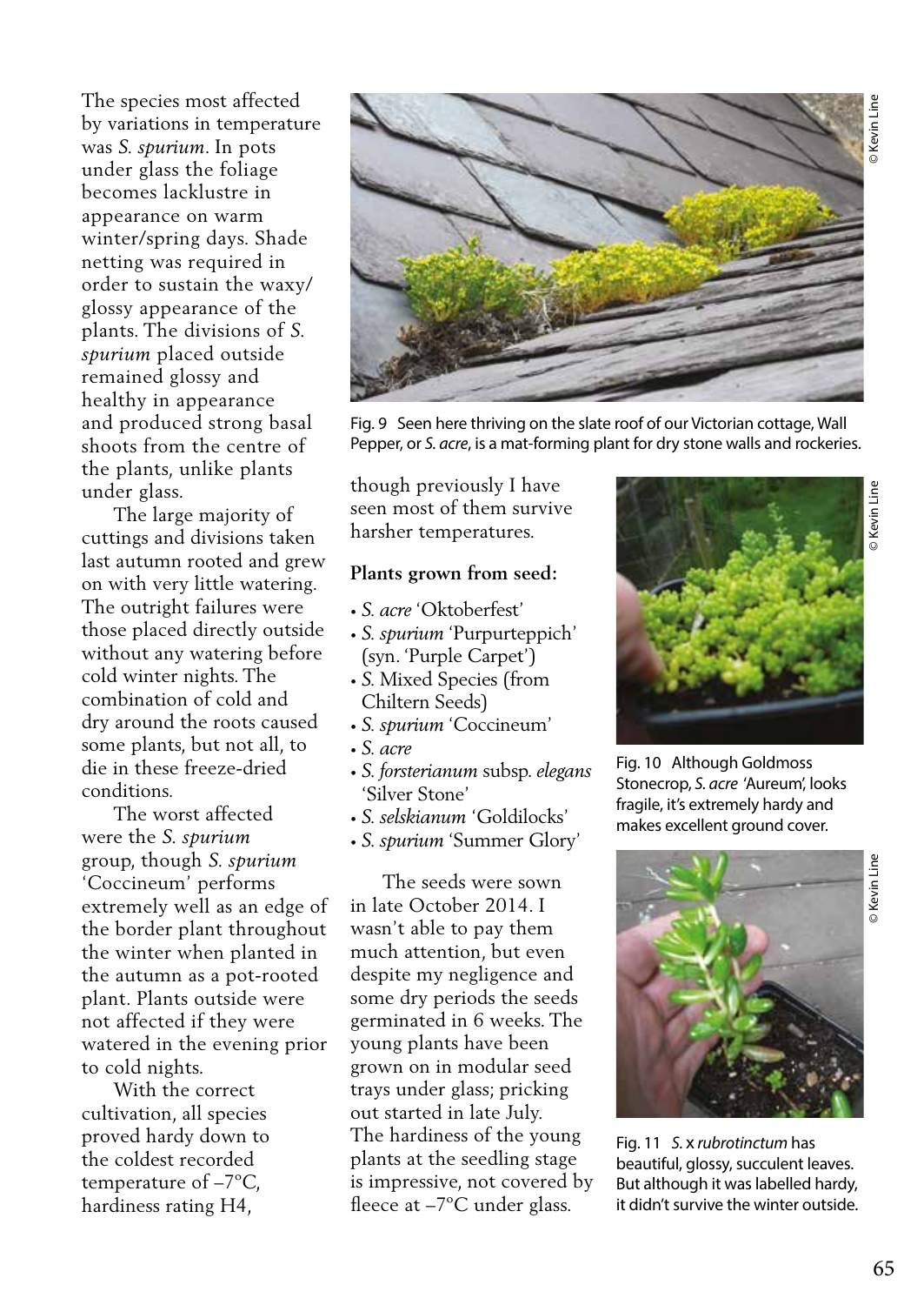The species most affected by variations in temperature was *S. spurium*. In pots under glass the foliage becomes lacklustre in appearance on warm winter/spring days. Shade netting was required in order to sustain the waxy/glossy appearance of the plants. The divisions of *S. spurium* placed outside remained glossy and healthy in appearance and produced strong basal shoots from the centre of the plants, unlike plants under glass.

The large majority of cuttings and divisions taken last autumn rooted and grew on with very little watering. The outright failures were those placed directly outside without any watering before cold winter nights. The combination of cold and dry around the roots caused some plants, but not all, to die in these freeze-dried conditions.

The worst affected were the *S. spurium* group, though *S. spurium* 'Coccineum' performs extremely well as an edge of the border plant throughout the winter when planted in the autumn as a pot-rooted plant. Plants outside were not affected if they were watered in the evening prior to cold nights.

With the correct cultivation, all species proved hardy down to the coldest recorded temperature of –7°C, hardiness rating H4, though previously I have seen most of them survive harsher temperatures.

Fig. 9 Seen here thriving on the slate roof of our Victorian cottage, Wall Pepper, or *S. acre*, is a mat-forming plant for dry stone walls and rockeries.

**Plants grown from seed:**

- *S. acre* 'Oktoberfest'
- *S. spurium* 'Purpurteppich' (syn. 'Purple Carpet')
- *S.* Mixed Species (from Chiltern Seeds)
- *S. spurium* 'Coccineum'
- *S. acre*
- *S. forsterianum* subsp. *elegans* 'Silver Stone'
- *S. selskianum* 'Goldilocks'
- *S. spurium* 'Summer Glory'

The seeds were sown in late October 2014. I wasn't able to pay them much attention, but even despite my negligence and some dry periods the seeds germinated in 6 weeks. The young plants have been grown on in modular seed trays under glass; pricking out started in late July. The hardiness of the young plants at the seedling stage is impressive, not covered by fleece at –7°C under glass.

Fig. 10 Although Goldmoss Stonecrop, *S. acre* 'Aureum', looks fragile, it's extremely hardy and makes excellent ground cover.

Fig. 11 *S.* x *rubrotinctum* has beautiful, glossy, succulent leaves. But although it was labelled hardy, it didn't survive the winter outside.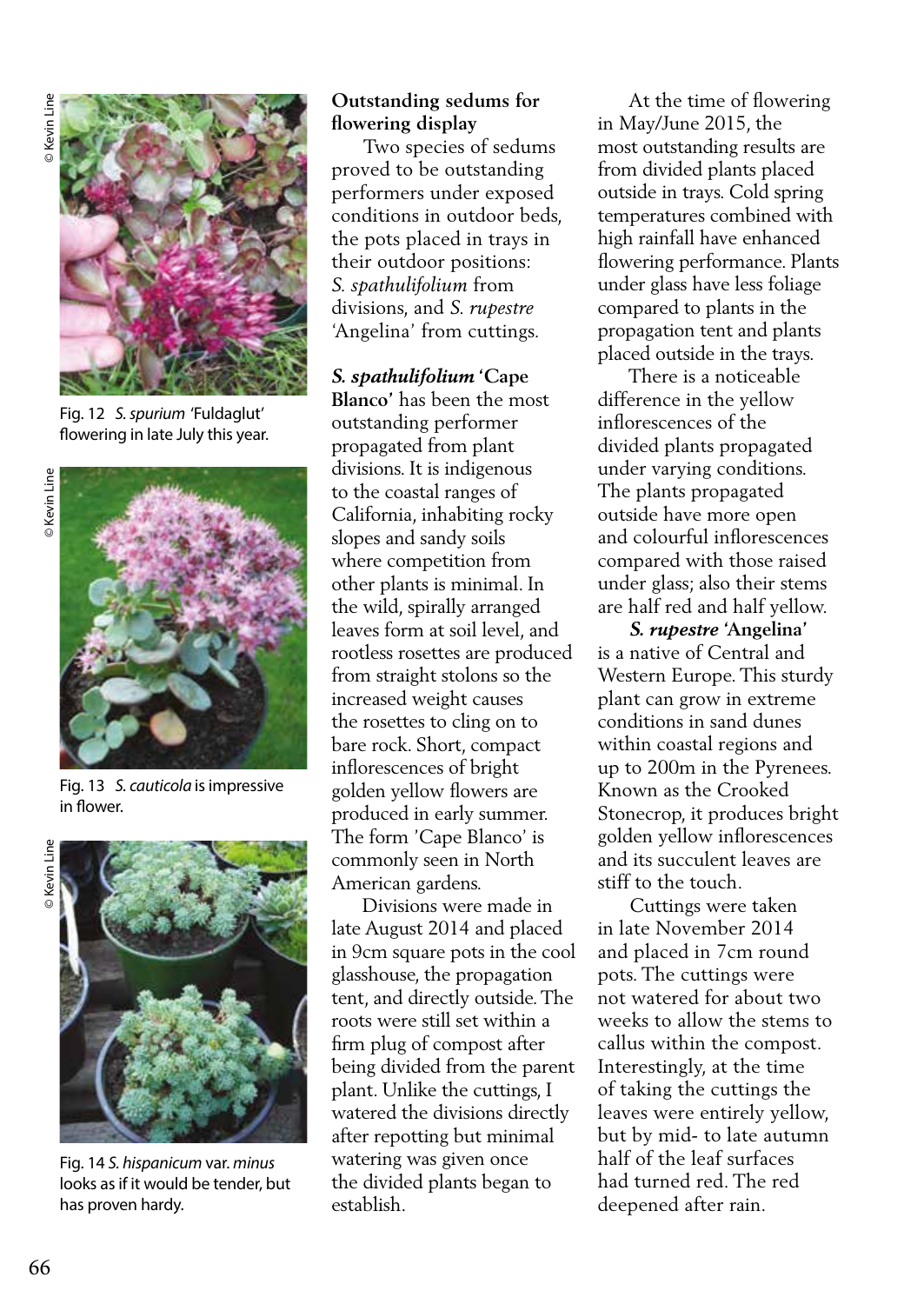Fig. 12 *S. spurium* 'Fuldaglut' flowering in late July this year.

Fig. 13 *S. cauticola* is impressive in flower.

Fig. 14 *S. hispanicum* var. *minus* looks as if it would be tender, but has proven hardy.

## Outstanding sedums for flowering display

Two species of sedums proved to be outstanding performers under exposed conditions in outdoor beds, the pots placed in trays in their outdoor positions: *S. spathulifolium* from divisions, and *S. rupestre* 'Angelina' from cuttings.

***S. spathulifolium* 'Cape Blanco'** has been the most outstanding performer propagated from plant divisions. It is indigenous to the coastal ranges of California, inhabiting rocky slopes and sandy soils where competition from other plants is minimal. In the wild, spirally arranged leaves form at soil level, and rootless rosettes are produced from straight stolons so the increased weight causes the rosettes to cling on to bare rock. Short, compact inflorescences of bright golden yellow flowers are produced in early summer. The form 'Cape Blanco' is commonly seen in North American gardens.

Divisions were made in late August 2014 and placed in 9cm square pots in the cool glasshouse, the propagation tent, and directly outside. The roots were still set within a firm plug of compost after being divided from the parent plant. Unlike the cuttings, I watered the divisions directly after repotting but minimal watering was given once the divided plants began to establish.

At the time of flowering in May/June 2015, the most outstanding results are from divided plants placed outside in trays. Cold spring temperatures combined with high rainfall have enhanced flowering performance. Plants under glass have less foliage compared to plants in the propagation tent and plants placed outside in the trays.

There is a noticeable difference in the yellow inflorescences of the divided plants propagated under varying conditions. The plants propagated outside have more open and colourful inflorescences compared with those raised under glass; also their stems are half red and half yellow.

***S. rupestre* 'Angelina'** is a native of Central and Western Europe. This sturdy plant can grow in extreme conditions in sand dunes within coastal regions and up to 200m in the Pyrenees. Known as the Crooked Stonecrop, it produces bright golden yellow inflorescences and its succulent leaves are stiff to the touch.

Cuttings were taken in late November 2014 and placed in 7cm round pots. The cuttings were not watered for about two weeks to allow the stems to callus within the compost. Interestingly, at the time of taking the cuttings the leaves were entirely yellow, but by mid- to late autumn half of the leaf surfaces had turned red. The red deepened after rain.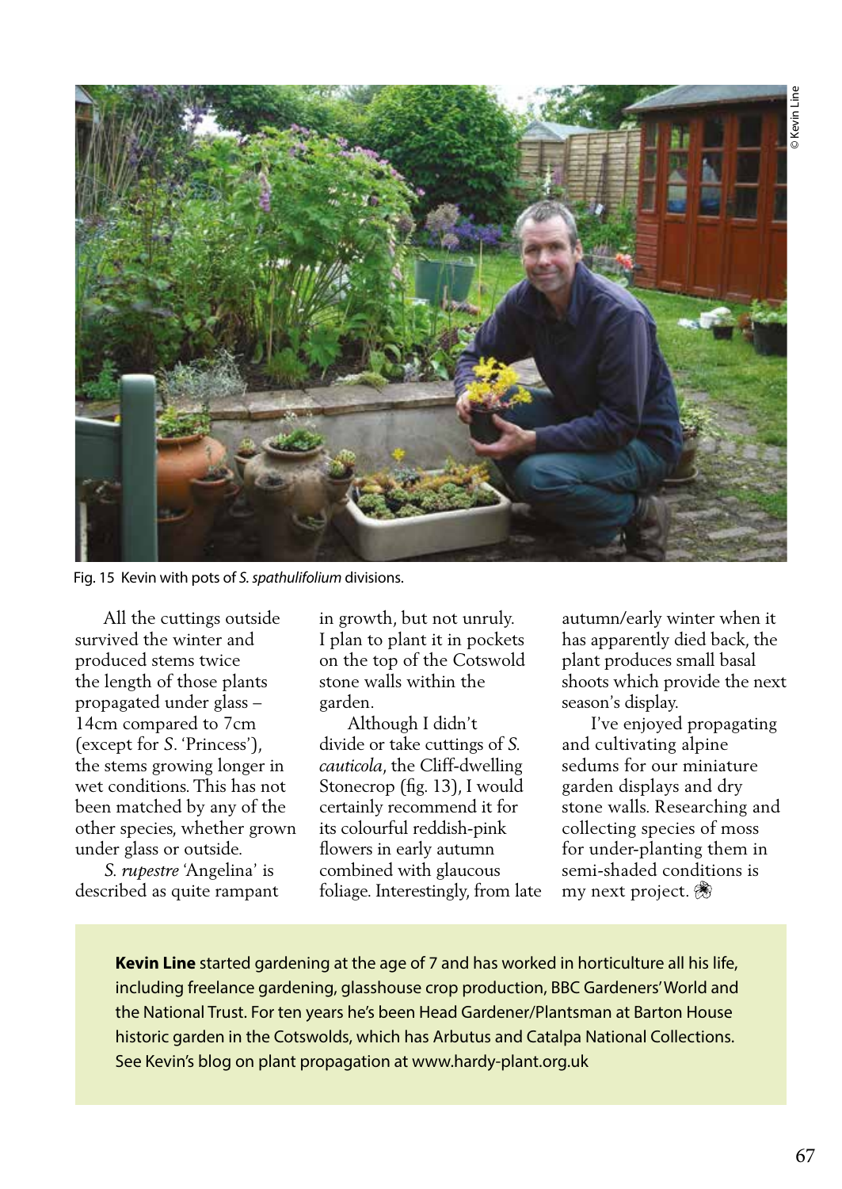Fig. 15 Kevin with pots of *S. spathulifolium* divisions.

All the cuttings outside survived the winter and produced stems twice the length of those plants propagated under glass – 14cm compared to 7cm (except for *S*. 'Princess'), the stems growing longer in wet conditions. This has not been matched by any of the other species, whether grown under glass or outside.

*S. rupestre* 'Angelina' is described as quite rampant in growth, but not unruly. I plan to plant it in pockets on the top of the Cotswold stone walls within the garden.

Although I didn't divide or take cuttings of *S. cauticola*, the Cliff-dwelling Stonecrop (fig. 13), I would certainly recommend it for its colourful reddish-pink flowers in early autumn combined with glaucous foliage. Interestingly, from late autumn/early winter when it has apparently died back, the plant produces small basal shoots which provide the next season's display.

I've enjoyed propagating and cultivating alpine sedums for our miniature garden displays and dry stone walls. Researching and collecting species of moss for under-planting them in semi-shaded conditions is my next project.

**Kevin Line** started gardening at the age of 7 and has worked in horticulture all his life, including freelance gardening, glasshouse crop production, BBC Gardeners' World and the National Trust. For ten years he's been Head Gardener/Plantsman at Barton House historic garden in the Cotswolds, which has Arbutus and Catalpa National Collections. See Kevin's blog on plant propagation at www.hardy-plant.org.uk